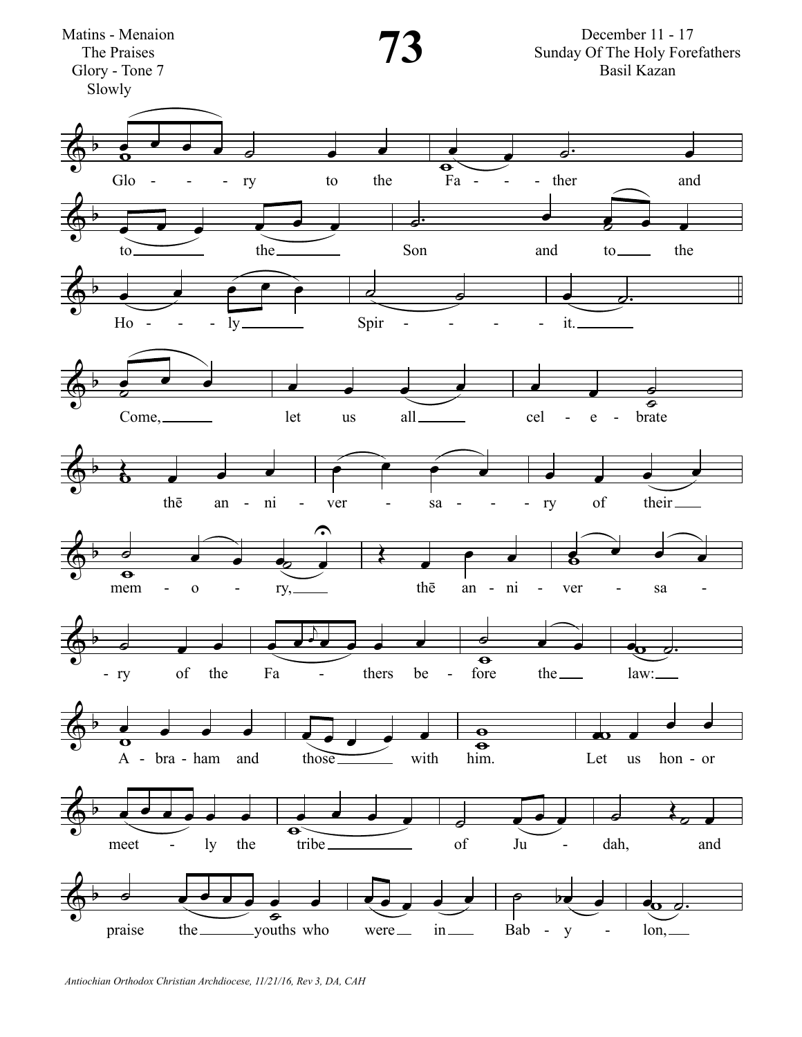Matins - Menaion
The Praises
Glory - Tone 7
Slowly

# 73

December 11 - 17
Sunday Of The Holy Forefathers
Basil Kazan

Glo - - - ry to the Fa - - ther and to the Son and to the Ho - - - ly Spir - - - - - it.

Come, let us all cel - e - brate thē an - ni - ver - sa - - - ry of their mem - o - ry, thē an - ni - ver - sa - ry of the Fa - thers be - fore the law: A - bra - ham and those with him. Let us hon - or meet - ly the tribe of Ju - dah, and praise the youths who were in Bab - y - lon,

*Antiochian Orthodox Christian Archdiocese, 11/21/16, Rev 3, DA, CAH*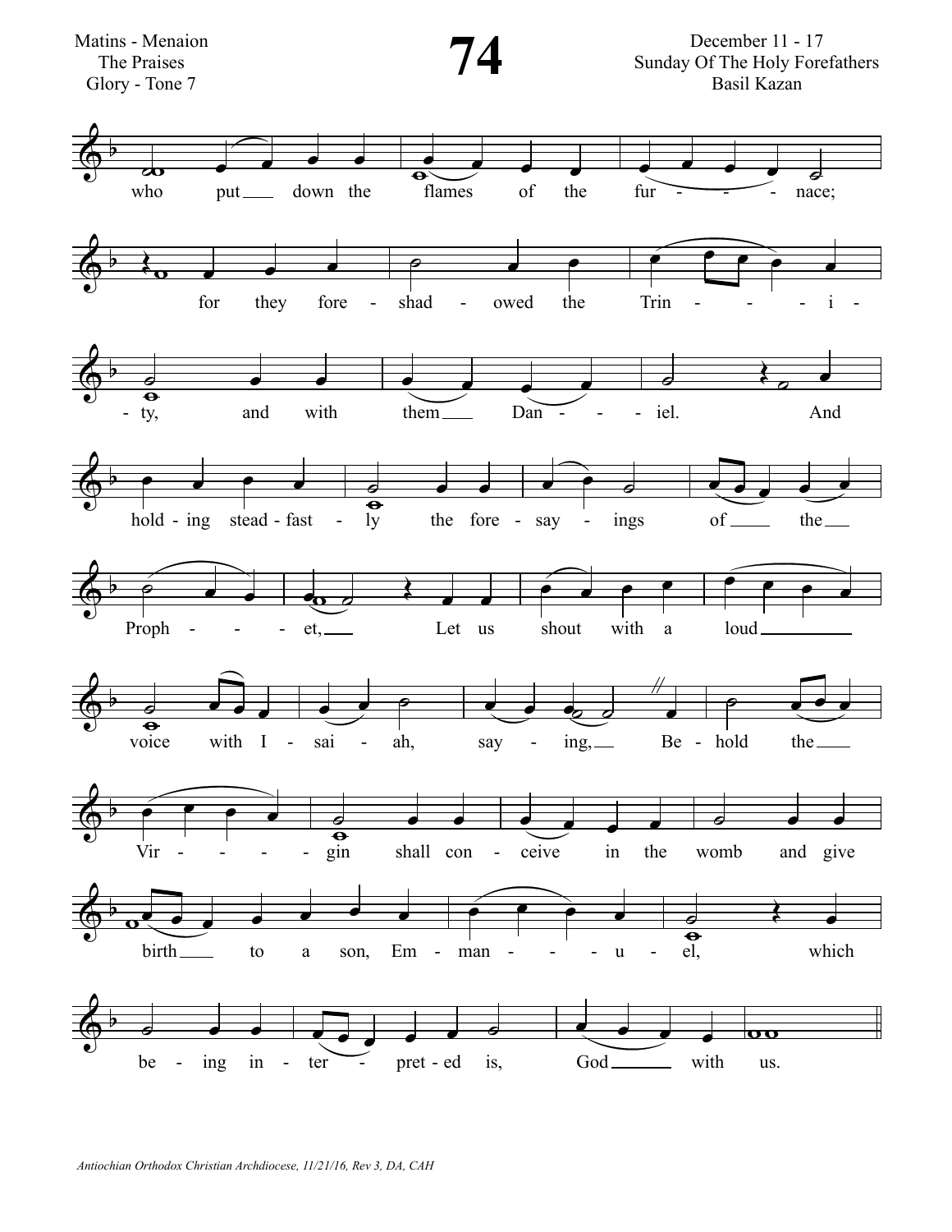Matins - Menaion
The Praises
Glory - Tone 7

# 74

December 11 - 17
Sunday Of The Holy Forefathers
Basil Kazan

who put down the flames of the fur - - - - nace; for they fore - shad - owed the Trin - - - - i - - ty, and with them Dan - - - iel. And hold - ing stead - fast - ly the fore - say - ings of the Proph - - - - et, Let us shout with a loud voice with I - sai - ah, say - ing, Be - hold the Vir - - - - - gin shall con - ceive in the womb and give birth to a son, Em - man - - - u - el, which be - ing in - ter - pret - ed is, God with us.

*Antiochian Orthodox Christian Archdiocese, 11/21/16, Rev 3, DA, CAH*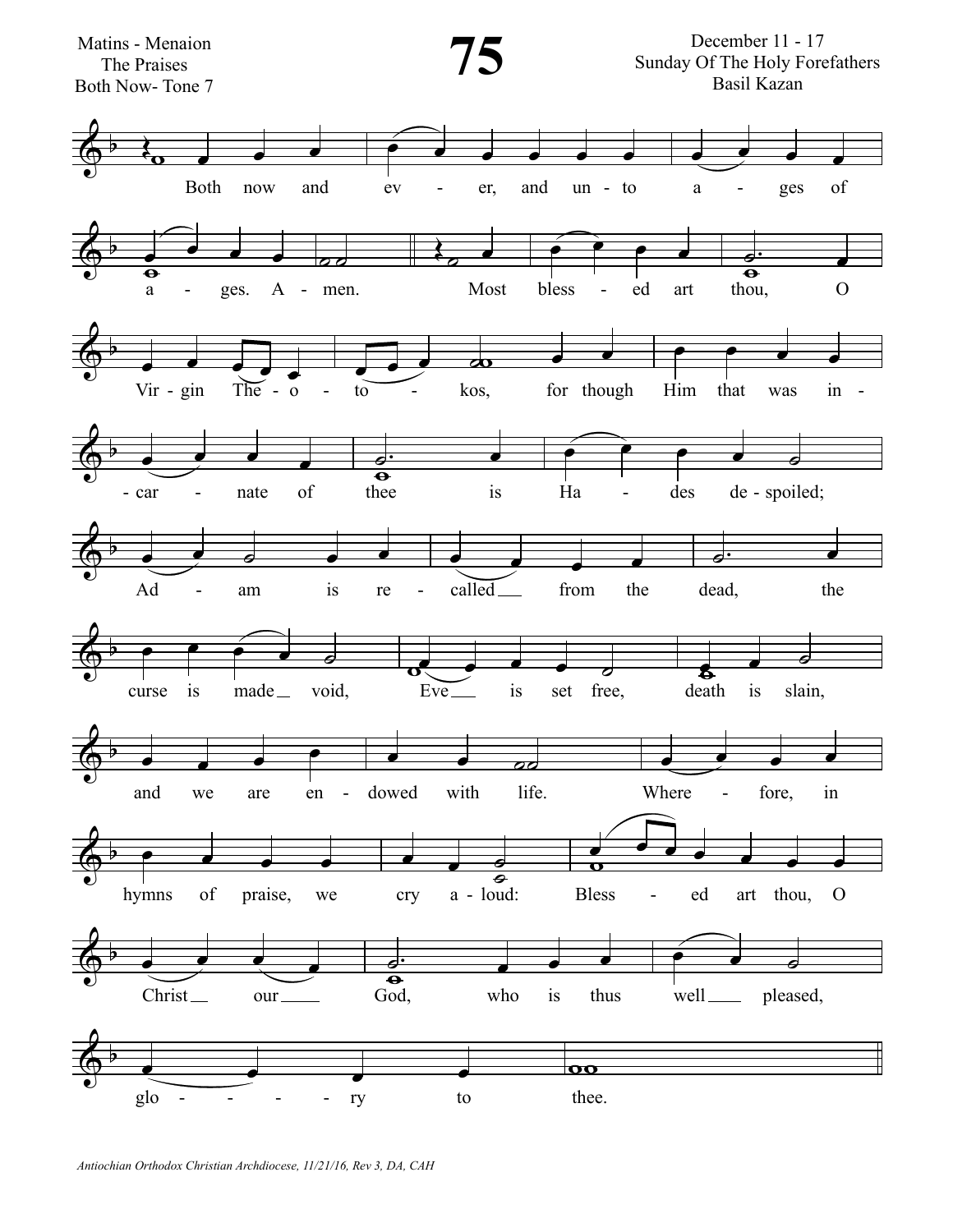Matins - Menaion
The Praises
Both Now- Tone 7

# 75

December 11 - 17
Sunday Of The Holy Forefathers
Basil Kazan

Both now and ev - er, and un - to a - ges of a - ges. A - men. Most bless - ed art thou, O Vir - gin The - o - to - kos, for though Him that was in - car - nate of thee is Ha - des de - spoiled; Ad - am is re - called from the dead, the curse is made void, Eve is set free, death is slain, and we are en - dowed with life. Where - fore, in hymns of praise, we cry a - loud: Bless - ed art thou, O Christ our God, who is thus well pleased, glo - - - - ry to thee.

*Antiochian Orthodox Christian Archdiocese, 11/21/16, Rev 3, DA, CAH*